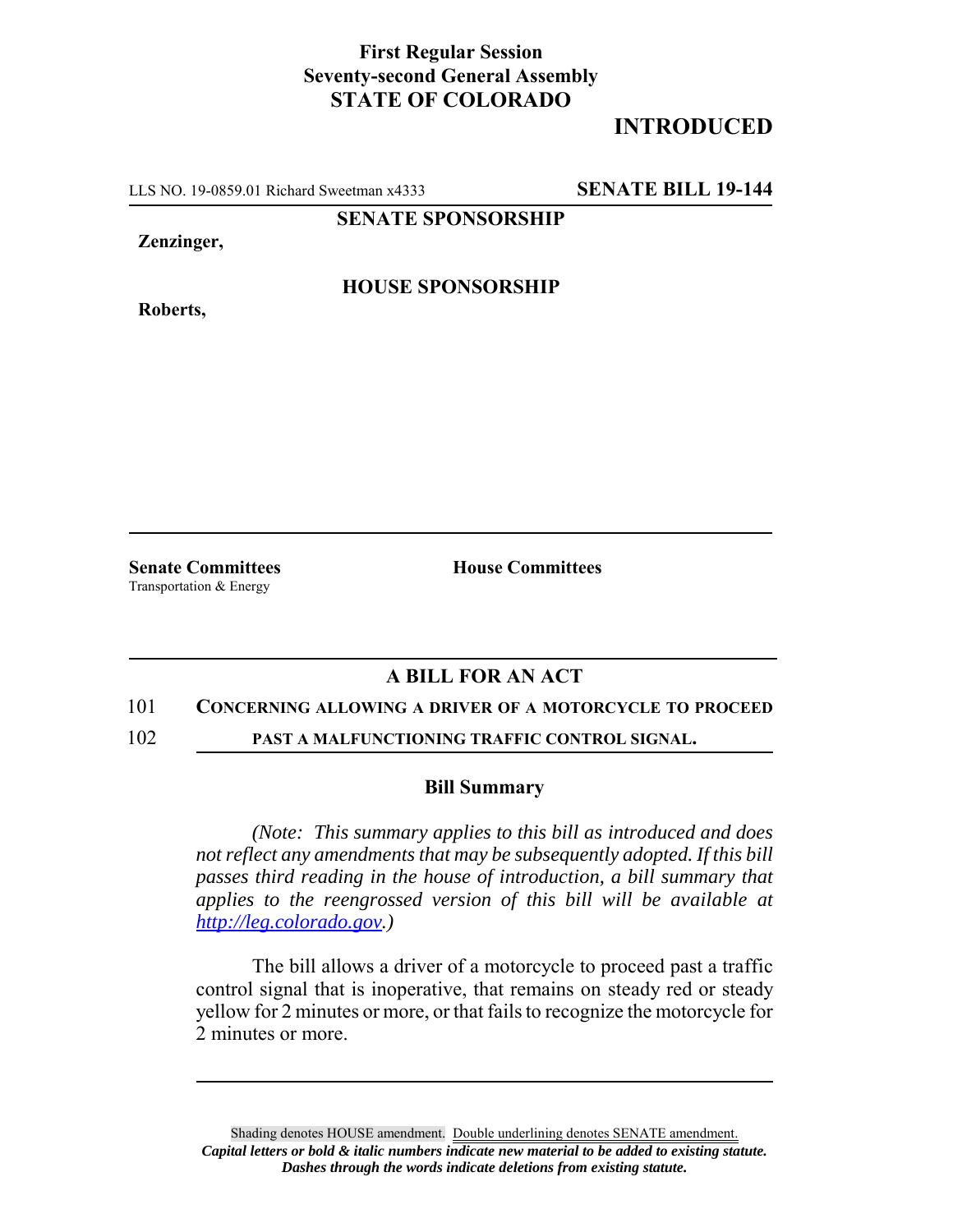**First Regular Session**
**Seventy-second General Assembly**
**STATE OF COLORADO**

## INTRODUCTED

LLS NO. 19-0859.01 Richard Sweetman x4333 **SENATE BILL 19-144**

**SENATE SPONSORSHIP**

**Zenzinger,**

**HOUSE SPONSORSHIP**

**Roberts,**

**Senate Committees**
Transportation & Energy

**House Committees**

## A BILL FOR AN ACT

101 **CONCERNING ALLOWING A DRIVER OF A MOTORCYCLE TO PROCEED**
102 **PAST A MALFUNCTIONING TRAFFIC CONTROL SIGNAL.**

### Bill Summary

*(Note: This summary applies to this bill as introduced and does not reflect any amendments that may be subsequently adopted. If this bill passes third reading in the house of introduction, a bill summary that applies to the reengrossed version of this bill will be available at http://leg.colorado.gov.)*

The bill allows a driver of a motorcycle to proceed past a traffic control signal that is inoperative, that remains on steady red or steady yellow for 2 minutes or more, or that fails to recognize the motorcycle for 2 minutes or more.

Shading denotes HOUSE amendment. Double underlining denotes SENATE amendment.
***Capital letters or bold & italic numbers indicate new material to be added to existing statute.***
***Dashes through the words indicate deletions from existing statute.***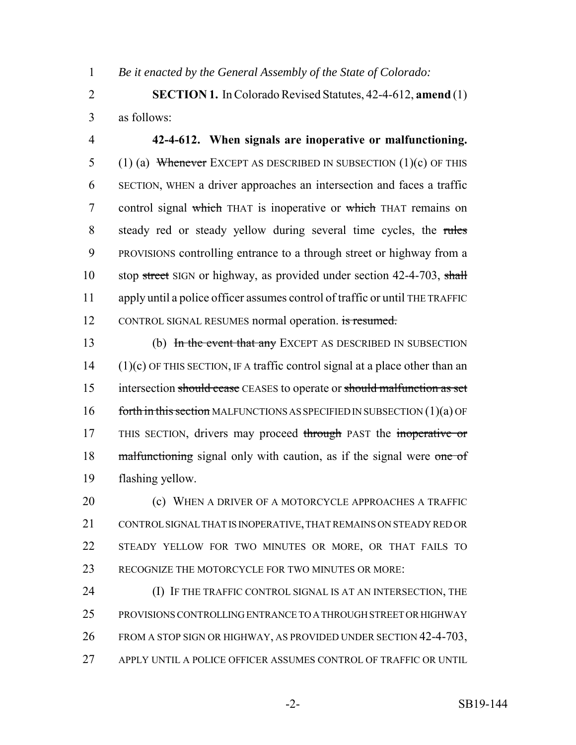*Be it enacted by the General Assembly of the State of Colorado:*

**SECTION 1.** In Colorado Revised Statutes, 42-4-612, **amend** (1) as follows:

**42-4-612. When signals are inoperative or malfunctioning.** (1) (a) ~~Whenever~~ EXCEPT AS DESCRIBED IN SUBSECTION (1)(c) OF THIS SECTION, WHEN a driver approaches an intersection and faces a traffic control signal ~~which~~ THAT is inoperative or ~~which~~ THAT remains on steady red or steady yellow during several time cycles, the ~~rules~~ PROVISIONS controlling entrance to a through street or highway from a stop ~~street~~ SIGN or highway, as provided under section 42-4-703, ~~shall~~ apply until a police officer assumes control of traffic or until THE TRAFFIC CONTROL SIGNAL RESUMES normal operation. ~~is resumed.~~

(b) ~~In the event that any~~ EXCEPT AS DESCRIBED IN SUBSECTION (1)(c) OF THIS SECTION, IF A traffic control signal at a place other than an intersection ~~should cease~~ CEASES to operate or ~~should malfunction as set forth in this section~~ MALFUNCTIONS AS SPECIFIED IN SUBSECTION (1)(a) OF THIS SECTION, drivers may proceed ~~through~~ PAST the ~~inoperative or malfunctioning~~ signal only with caution, as if the signal were ~~one of~~ flashing yellow.

(c) WHEN A DRIVER OF A MOTORCYCLE APPROACHES A TRAFFIC CONTROL SIGNAL THAT IS INOPERATIVE, THAT REMAINS ON STEADY RED OR STEADY YELLOW FOR TWO MINUTES OR MORE, OR THAT FAILS TO RECOGNIZE THE MOTORCYCLE FOR TWO MINUTES OR MORE:

(I) IF THE TRAFFIC CONTROL SIGNAL IS AT AN INTERSECTION, THE PROVISIONS CONTROLLING ENTRANCE TO A THROUGH STREET OR HIGHWAY FROM A STOP SIGN OR HIGHWAY, AS PROVIDED UNDER SECTION 42-4-703, APPLY UNTIL A POLICE OFFICER ASSUMES CONTROL OF TRAFFIC OR UNTIL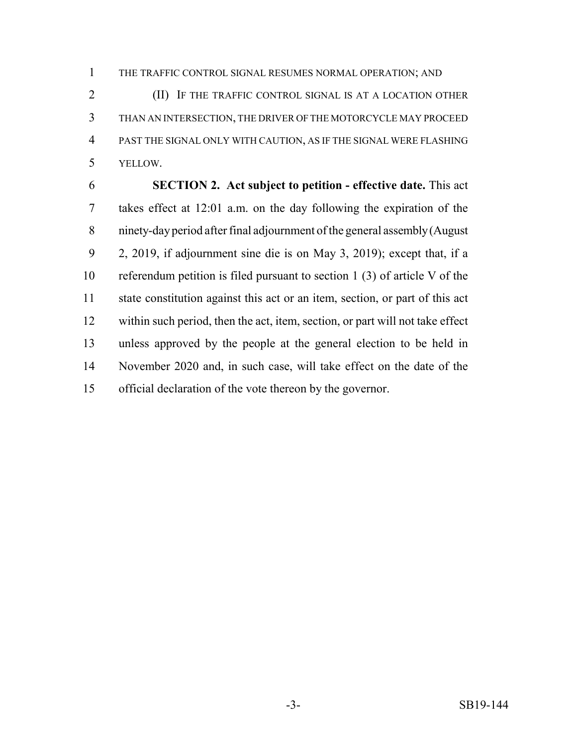THE TRAFFIC CONTROL SIGNAL RESUMES NORMAL OPERATION; AND

(II) IF THE TRAFFIC CONTROL SIGNAL IS AT A LOCATION OTHER THAN AN INTERSECTION, THE DRIVER OF THE MOTORCYCLE MAY PROCEED PAST THE SIGNAL ONLY WITH CAUTION, AS IF THE SIGNAL WERE FLASHING YELLOW.

**SECTION 2. Act subject to petition - effective date.** This act takes effect at 12:01 a.m. on the day following the expiration of the ninety-day period after final adjournment of the general assembly (August 2, 2019, if adjournment sine die is on May 3, 2019); except that, if a referendum petition is filed pursuant to section 1 (3) of article V of the state constitution against this act or an item, section, or part of this act within such period, then the act, item, section, or part will not take effect unless approved by the people at the general election to be held in November 2020 and, in such case, will take effect on the date of the official declaration of the vote thereon by the governor.